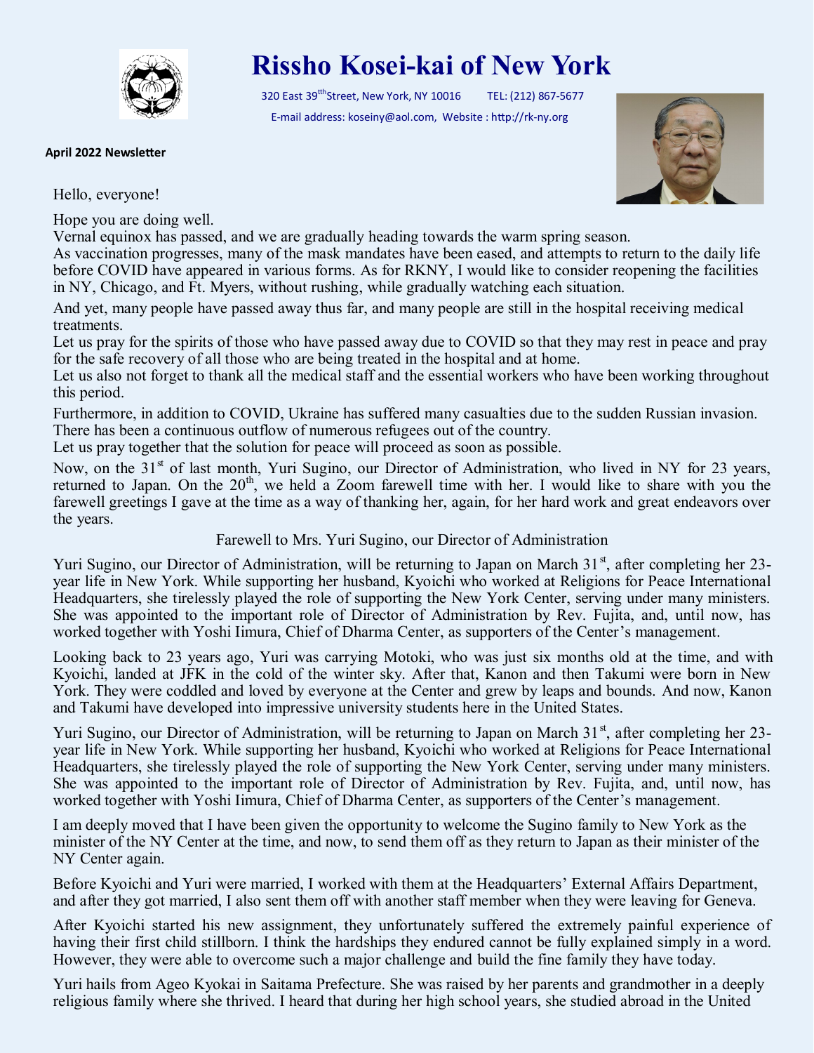# Rissho Kosei-kai of New York

320 East 39th Street, New York, NY 10016 TEL: (212) 867-5677

E-mail address: koseiny@aol.com, Website : http://rk-ny.org

**April 2022 Newsletter**

Hello, everyone!

Hope you are doing well.

Vernal equinox has passed, and we are gradually heading towards the warm spring season.

As vaccination progresses, many of the mask mandates have been eased, and attempts to return to the daily life before COVID have appeared in various forms. As for RKNY, I would like to consider reopening the facilities in NY, Chicago, and Ft. Myers, without rushing, while gradually watching each situation.

And yet, many people have passed away thus far, and many people are still in the hospital receiving medical treatments.

Let us pray for the spirits of those who have passed away due to COVID so that they may rest in peace and pray for the safe recovery of all those who are being treated in the hospital and at home.

Let us also not forget to thank all the medical staff and the essential workers who have been working throughout this period.

Furthermore, in addition to COVID, Ukraine has suffered many casualties due to the sudden Russian invasion. There has been a continuous outflow of numerous refugees out of the country.

Let us pray together that the solution for peace will proceed as soon as possible.

Now, on the 31st of last month, Yuri Sugino, our Director of Administration, who lived in NY for 23 years, returned to Japan. On the 20th, we held a Zoom farewell time with her. I would like to share with you the farewell greetings I gave at the time as a way of thanking her, again, for her hard work and great endeavors over the years.

Farewell to Mrs. Yuri Sugino, our Director of Administration

Yuri Sugino, our Director of Administration, will be returning to Japan on March 31st, after completing her 23-year life in New York. While supporting her husband, Kyoichi who worked at Religions for Peace International Headquarters, she tirelessly played the role of supporting the New York Center, serving under many ministers. She was appointed to the important role of Director of Administration by Rev. Fujita, and, until now, has worked together with Yoshi Iimura, Chief of Dharma Center, as supporters of the Center's management.

Looking back to 23 years ago, Yuri was carrying Motoki, who was just six months old at the time, and with Kyoichi, landed at JFK in the cold of the winter sky. After that, Kanon and then Takumi were born in New York. They were coddled and loved by everyone at the Center and grew by leaps and bounds. And now, Kanon and Takumi have developed into impressive university students here in the United States.

Yuri Sugino, our Director of Administration, will be returning to Japan on March 31st, after completing her 23-year life in New York. While supporting her husband, Kyoichi who worked at Religions for Peace International Headquarters, she tirelessly played the role of supporting the New York Center, serving under many ministers. She was appointed to the important role of Director of Administration by Rev. Fujita, and, until now, has worked together with Yoshi Iimura, Chief of Dharma Center, as supporters of the Center's management.

I am deeply moved that I have been given the opportunity to welcome the Sugino family to New York as the minister of the NY Center at the time, and now, to send them off as they return to Japan as their minister of the NY Center again.

Before Kyoichi and Yuri were married, I worked with them at the Headquarters' External Affairs Department, and after they got married, I also sent them off with another staff member when they were leaving for Geneva.

After Kyoichi started his new assignment, they unfortunately suffered the extremely painful experience of having their first child stillborn. I think the hardships they endured cannot be fully explained simply in a word. However, they were able to overcome such a major challenge and build the fine family they have today.

Yuri hails from Ageo Kyokai in Saitama Prefecture. She was raised by her parents and grandmother in a deeply religious family where she thrived. I heard that during her high school years, she studied abroad in the United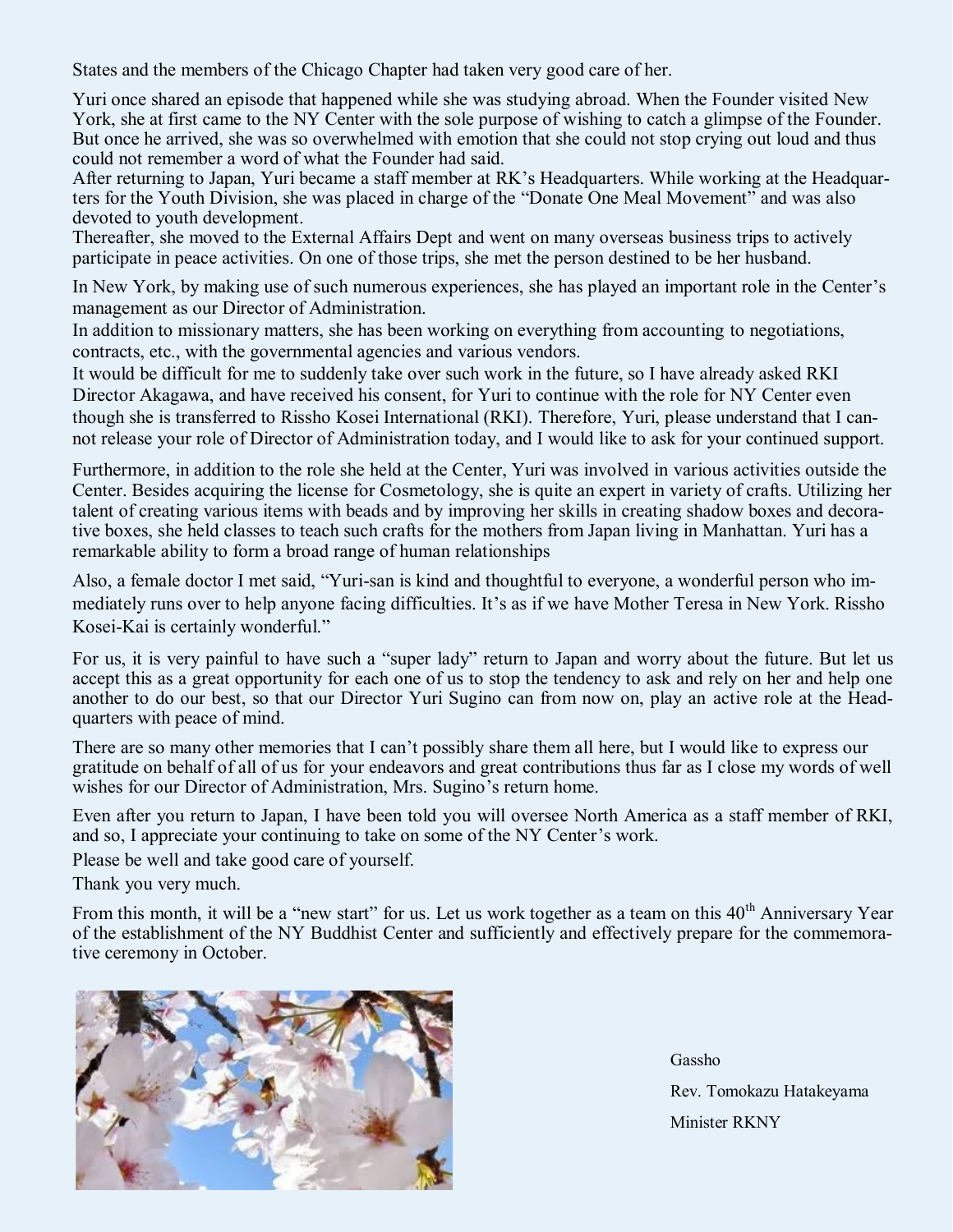States and the members of the Chicago Chapter had taken very good care of her.

Yuri once shared an episode that happened while she was studying abroad. When the Founder visited New York, she at first came to the NY Center with the sole purpose of wishing to catch a glimpse of the Founder. But once he arrived, she was so overwhelmed with emotion that she could not stop crying out loud and thus could not remember a word of what the Founder had said.

After returning to Japan, Yuri became a staff member at RK's Headquarters. While working at the Headquarters for the Youth Division, she was placed in charge of the "Donate One Meal Movement" and was also devoted to youth development.

Thereafter, she moved to the External Affairs Dept and went on many overseas business trips to actively participate in peace activities. On one of those trips, she met the person destined to be her husband.

In New York, by making use of such numerous experiences, she has played an important role in the Center's management as our Director of Administration.

In addition to missionary matters, she has been working on everything from accounting to negotiations, contracts, etc., with the governmental agencies and various vendors.

It would be difficult for me to suddenly take over such work in the future, so I have already asked RKI Director Akagawa, and have received his consent, for Yuri to continue with the role for NY Center even though she is transferred to Rissho Kosei International (RKI). Therefore, Yuri, please understand that I cannot release your role of Director of Administration today, and I would like to ask for your continued support.

Furthermore, in addition to the role she held at the Center, Yuri was involved in various activities outside the Center. Besides acquiring the license for Cosmetology, she is quite an expert in variety of crafts. Utilizing her talent of creating various items with beads and by improving her skills in creating shadow boxes and decorative boxes, she held classes to teach such crafts for the mothers from Japan living in Manhattan. Yuri has a remarkable ability to form a broad range of human relationships

Also, a female doctor I met said, "Yuri-san is kind and thoughtful to everyone, a wonderful person who immediately runs over to help anyone facing difficulties. It's as if we have Mother Teresa in New York. Rissho Kosei-Kai is certainly wonderful."

For us, it is very painful to have such a "super lady" return to Japan and worry about the future. But let us accept this as a great opportunity for each one of us to stop the tendency to ask and rely on her and help one another to do our best, so that our Director Yuri Sugino can from now on, play an active role at the Headquarters with peace of mind.

There are so many other memories that I can't possibly share them all here, but I would like to express our gratitude on behalf of all of us for your endeavors and great contributions thus far as I close my words of well wishes for our Director of Administration, Mrs. Sugino's return home.

Even after you return to Japan, I have been told you will oversee North America as a staff member of RKI, and so, I appreciate your continuing to take on some of the NY Center's work.

Please be well and take good care of yourself.

Thank you very much.

From this month, it will be a "new start" for us. Let us work together as a team on this 40th Anniversary Year of the establishment of the NY Buddhist Center and sufficiently and effectively prepare for the commemorative ceremony in October.

Gassho

Rev. Tomokazu Hatakeyama

Minister RKNY